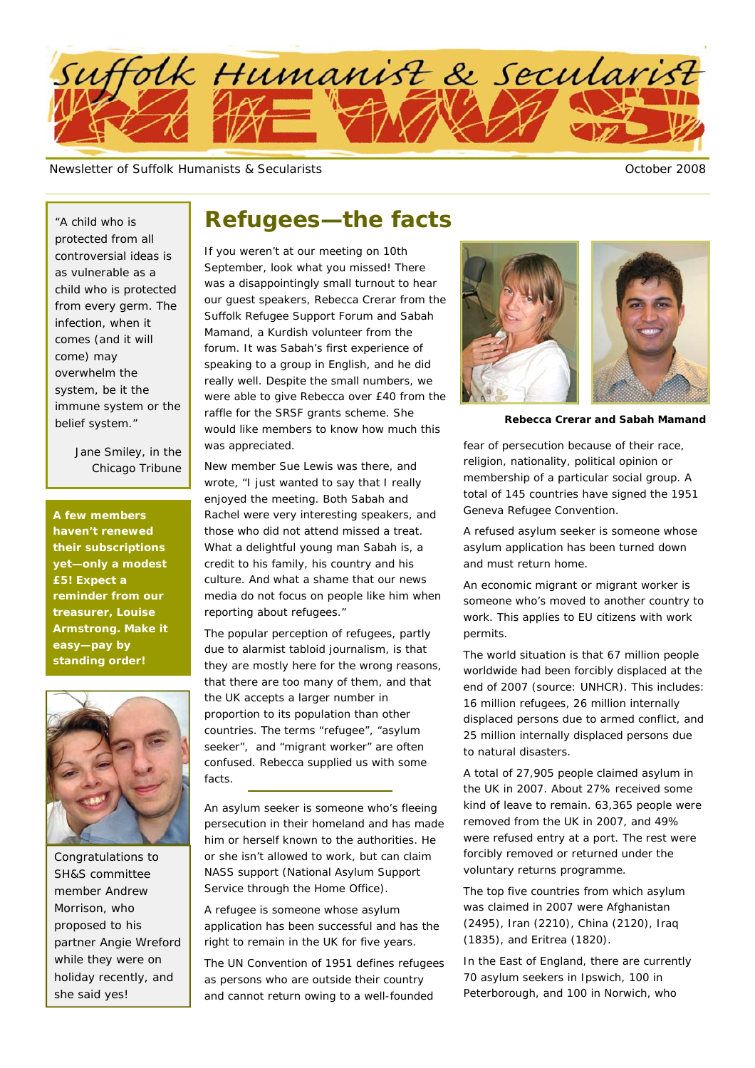# Suffolk Humanist & Secularist NEWS

Newsletter of Suffolk Humanists & Secularists

October 2008

> "A child who is protected from all controversial ideas is as vulnerable as a child who is protected from every germ. The infection, when it comes (and it will come) may overwhelm the system, be it the immune system or the belief system."
>
> Jane Smiley, in the Chicago Tribune

**A few members haven't renewed their subscriptions yet—only a modest £5! Expect a reminder from our treasurer, Louise Armstrong. Make it easy—pay by standing order!**

Congratulations to SH&S committee member Andrew Morrison, who proposed to his partner Angie Wreford while they were on holiday recently, and she said yes!

## Refugees—the facts

If you weren't at our meeting on 10th September, look what you missed! There was a disappointingly small turnout to hear our guest speakers, Rebecca Crerar from the Suffolk Refugee Support Forum and Sabah Mamand, a Kurdish volunteer from the forum. It was Sabah's first experience of speaking to a group in English, and he did really well. Despite the small numbers, we were able to give Rebecca over £40 from the raffle for the SRSF grants scheme. She would like members to know how much this was appreciated.

New member Sue Lewis was there, and wrote, "I just wanted to say that I really enjoyed the meeting. Both Sabah and Rachel were very interesting speakers, and those who did not attend missed a treat. What a delightful young man Sabah is, a credit to his family, his country and his culture. And what a shame that our news media do not focus on people like him when reporting about refugees."

The popular perception of refugees, partly due to alarmist tabloid journalism, is that they are mostly here for the wrong reasons, that there are too many of them, and that the UK accepts a larger number in proportion to its population than other countries. The terms "refugee", "asylum seeker", and "migrant worker" are often confused. Rebecca supplied us with some facts.

---

An asylum seeker is someone who's fleeing persecution in their homeland and has made him or herself known to the authorities. He or she isn't allowed to work, but can claim NASS support (National Asylum Support Service through the Home Office).

A refugee is someone whose asylum application has been successful and has the right to remain in the UK for five years.

The UN Convention of 1951 defines refugees as persons who are outside their country and cannot return owing to a well-founded fear of persecution because of their race, religion, nationality, political opinion or membership of a particular social group. A total of 145 countries have signed the 1951 Geneva Refugee Convention.

**Rebecca Crerar and Sabah Mamand**

A refused asylum seeker is someone whose asylum application has been turned down and must return home.

An economic migrant or migrant worker is someone who's moved to another country to work. This applies to EU citizens with work permits.

The world situation is that 67 million people worldwide had been forcibly displaced at the end of 2007 (source: UNHCR). This includes: 16 million refugees, 26 million internally displaced persons due to armed conflict, and 25 million internally displaced persons due to natural disasters.

A total of 27,905 people claimed asylum in the UK in 2007. About 27% received some kind of leave to remain. 63,365 people were removed from the UK in 2007, and 49% were refused entry at a port. The rest were forcibly removed or returned under the voluntary returns programme.

The top five countries from which asylum was claimed in 2007 were Afghanistan (2495), Iran (2210), China (2120), Iraq (1835), and Eritrea (1820).

In the East of England, there are currently 70 asylum seekers in Ipswich, 100 in Peterborough, and 100 in Norwich, who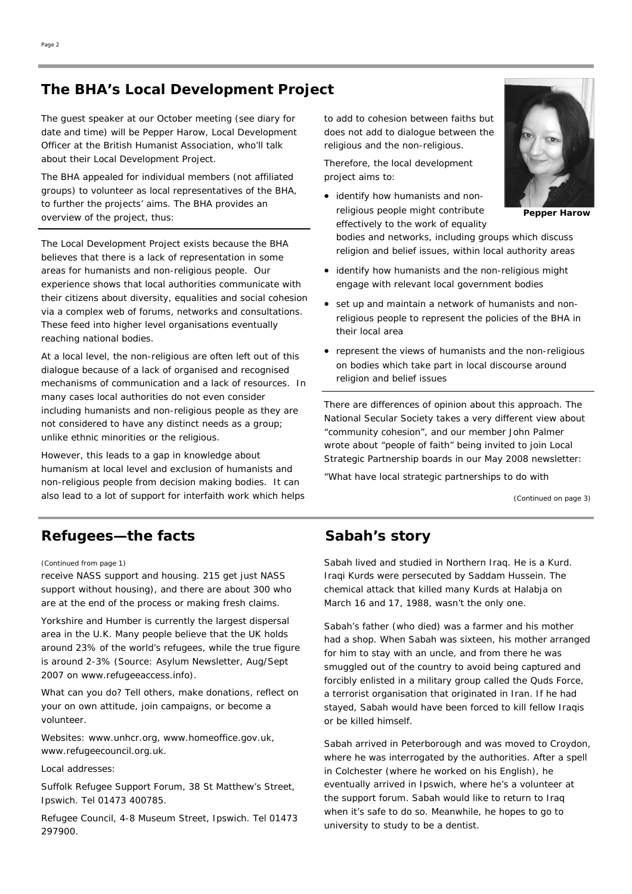## The BHA's Local Development Project

The guest speaker at our October meeting (see diary for date and time) will be Pepper Harow, Local Development Officer at the British Humanist Association, who'll talk about their Local Development Project.

The BHA appealed for individual members (not affiliated groups) to volunteer as local representatives of the BHA, to further the projects' aims. The BHA provides an overview of the project, thus:

---

The Local Development Project exists because the BHA believes that there is a lack of representation in some areas for humanists and non-religious people. Our experience shows that local authorities communicate with their citizens about diversity, equalities and social cohesion via a complex web of forums, networks and consultations. These feed into higher level organisations eventually reaching national bodies.

At a local level, the non-religious are often left out of this dialogue because of a lack of organised and recognised mechanisms of communication and a lack of resources. In many cases local authorities do not even consider including humanists and non-religious people as they are not considered to have any distinct needs as a group; unlike ethnic minorities or the religious.

However, this leads to a gap in knowledge about humanism at local level and exclusion of humanists and non-religious people from decision making bodies. It can also lead to a lot of support for interfaith work which helps to add to cohesion between faiths but does not add to dialogue between the religious and the non-religious.

Therefore, the local development project aims to:

**Pepper Harow**

- identify how humanists and non-religious people might contribute effectively to the work of equality bodies and networks, including groups which discuss religion and belief issues, within local authority areas
- identify how humanists and the non-religious might engage with relevant local government bodies
- set up and maintain a network of humanists and non-religious people to represent the policies of the BHA in their local area
- represent the views of humanists and the non-religious on bodies which take part in local discourse around religion and belief issues

---

There are differences of opinion about this approach. The National Secular Society takes a very different view about "community cohesion", and our member John Palmer wrote about "people of faith" being invited to join Local Strategic Partnership boards in our May 2008 newsletter:

"What have local strategic partnerships to do with

*(Continued on page 3)*

## Refugees—the facts

*(Continued from page 1)*

receive NASS support and housing. 215 get just NASS support without housing), and there are about 300 who are at the end of the process or making fresh claims.

Yorkshire and Humber is currently the largest dispersal area in the U.K. Many people believe that the UK holds around 23% of the world's refugees, while the true figure is around 2-3% (Source: Asylum Newsletter, Aug/Sept 2007 on www.refugeeaccess.info).

What can you do? Tell others, make donations, reflect on your on own attitude, join campaigns, or become a volunteer.

Websites: www.unhcr.org, www.homeoffice.gov.uk, www.refugeecouncil.org.uk.

Local addresses:

Suffolk Refugee Support Forum, 38 St Matthew's Street, Ipswich. Tel 01473 400785.

Refugee Council, 4-8 Museum Street, Ipswich. Tel 01473 297900.

## Sabah's story

Sabah lived and studied in Northern Iraq. He is a Kurd. Iraqi Kurds were persecuted by Saddam Hussein. The chemical attack that killed many Kurds at Halabja on March 16 and 17, 1988, wasn't the only one.

Sabah's father (who died) was a farmer and his mother had a shop. When Sabah was sixteen, his mother arranged for him to stay with an uncle, and from there he was smuggled out of the country to avoid being captured and forcibly enlisted in a military group called the Quds Force, a terrorist organisation that originated in Iran. If he had stayed, Sabah would have been forced to kill fellow Iraqis or be killed himself.

Sabah arrived in Peterborough and was moved to Croydon, where he was interrogated by the authorities. After a spell in Colchester (where he worked on his English), he eventually arrived in Ipswich, where he's a volunteer at the support forum. Sabah would like to return to Iraq when it's safe to do so. Meanwhile, he hopes to go to university to study to be a dentist.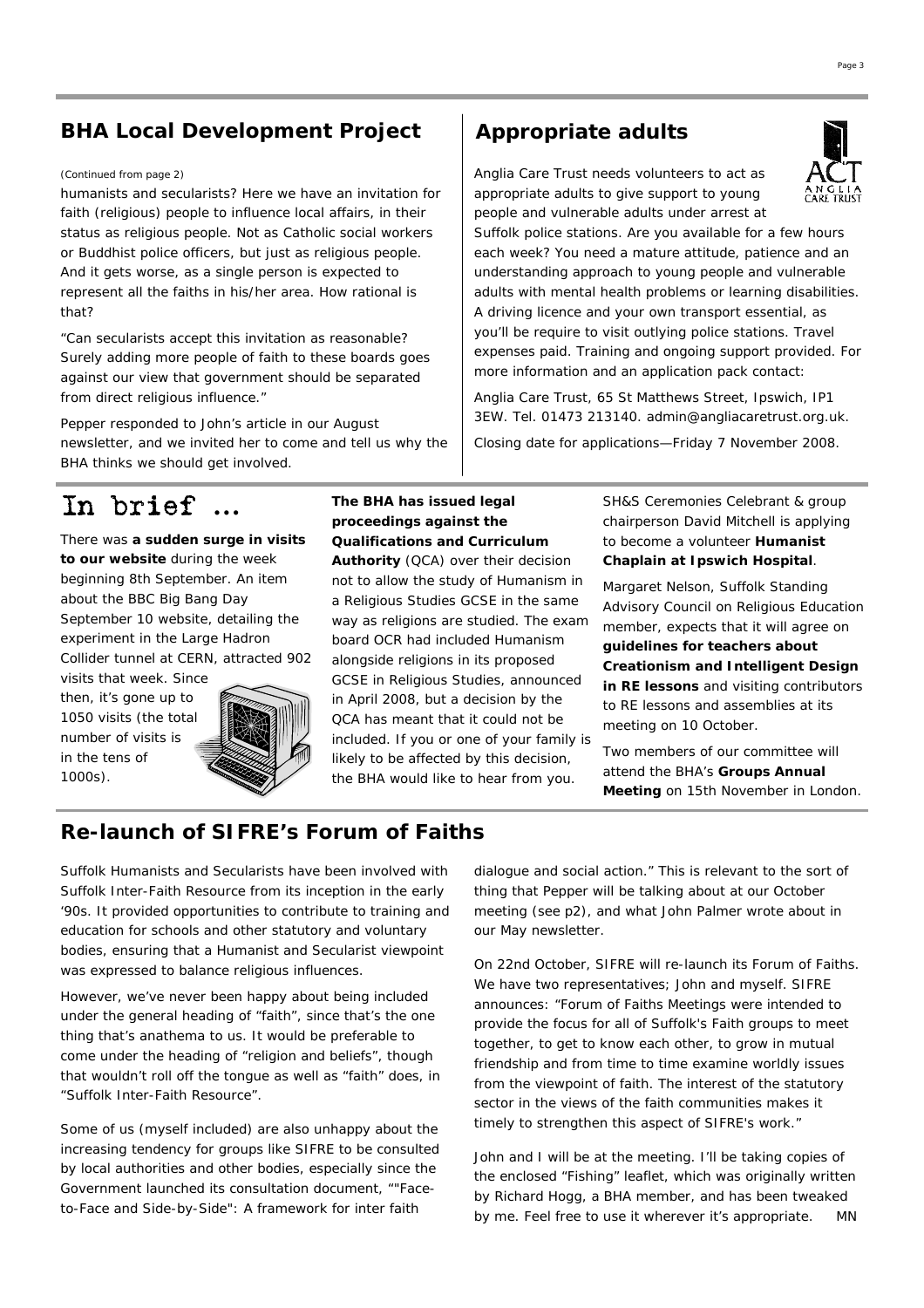## BHA Local Development Project

(Continued from page 2)

humanists and secularists? Here we have an invitation for faith (religious) people to influence local affairs, in their status as religious people. Not as Catholic social workers or Buddhist police officers, but just as religious people. And it gets worse, as a single person is expected to represent all the faiths in his/her area. How rational is that?

"Can secularists accept this invitation as reasonable? Surely adding more people of faith to these boards goes against our view that government should be separated from direct religious influence."

Pepper responded to John's article in our August newsletter, and we invited her to come and tell us why the BHA thinks we should get involved.

## Appropriate adults

Anglia Care Trust needs volunteers to act as appropriate adults to give support to young people and vulnerable adults under arrest at Suffolk police stations. Are you available for a few hours each week? You need a mature attitude, patience and an understanding approach to young people and vulnerable adults with mental health problems or learning disabilities. A driving licence and your own transport essential, as you'll be require to visit outlying police stations. Travel expenses paid. Training and ongoing support provided. For more information and an application pack contact:

Anglia Care Trust, 65 St Matthews Street, Ipswich, IP1 3EW. Tel. 01473 213140. admin@angliacaretrust.org.uk.

Closing date for applications—Friday 7 November 2008.

## In brief …

There was **a sudden surge in visits to our website** during the week beginning 8th September. An item about the BBC Big Bang Day September 10 website, detailing the experiment in the Large Hadron Collider tunnel at CERN, attracted 902 visits that week. Since then, it's gone up to 1050 visits (the total number of visits is in the tens of 1000s).

**The BHA has issued legal proceedings against the Qualifications and Curriculum Authority** (QCA) over their decision not to allow the study of Humanism in a Religious Studies GCSE in the same way as religions are studied. The exam board OCR had included Humanism alongside religions in its proposed GCSE in Religious Studies, announced in April 2008, but a decision by the QCA has meant that it could not be included. If you or one of your family is likely to be affected by this decision, the BHA would like to hear from you.

SH&S Ceremonies Celebrant & group chairperson David Mitchell is applying to become a volunteer **Humanist Chaplain at Ipswich Hospital**.

Margaret Nelson, Suffolk Standing Advisory Council on Religious Education member, expects that it will agree on **guidelines for teachers about Creationism and Intelligent Design in RE lessons** and visiting contributors to RE lessons and assemblies at its meeting on 10 October.

Two members of our committee will attend the BHA's **Groups Annual Meeting** on 15th November in London.

## Re-launch of SIFRE's Forum of Faiths

Suffolk Humanists and Secularists have been involved with Suffolk Inter-Faith Resource from its inception in the early '90s. It provided opportunities to contribute to training and education for schools and other statutory and voluntary bodies, ensuring that a Humanist and Secularist viewpoint was expressed to balance religious influences.

However, we've never been happy about being included under the general heading of "faith", since that's the one thing that's anathema to us. It would be preferable to come under the heading of "religion and beliefs", though that wouldn't roll off the tongue as well as "faith" does, in "Suffolk Inter-Faith Resource".

Some of us (myself included) are also unhappy about the increasing tendency for groups like SIFRE to be consulted by local authorities and other bodies, especially since the Government launched its consultation document, ""Face-to-Face and Side-by-Side": A framework for inter faith dialogue and social action." This is relevant to the sort of thing that Pepper will be talking about at our October meeting (see p2), and what John Palmer wrote about in our May newsletter.

On 22nd October, SIFRE will re-launch its Forum of Faiths. We have two representatives; John and myself. SIFRE announces: "Forum of Faiths Meetings were intended to provide the focus for all of Suffolk's Faith groups to meet together, to get to know each other, to grow in mutual friendship and from time to time examine worldly issues from the viewpoint of faith. The interest of the statutory sector in the views of the faith communities makes it timely to strengthen this aspect of SIFRE's work."

John and I will be at the meeting. I'll be taking copies of the enclosed "Fishing" leaflet, which was originally written by Richard Hogg, a BHA member, and has been tweaked by me. Feel free to use it wherever it's appropriate. MN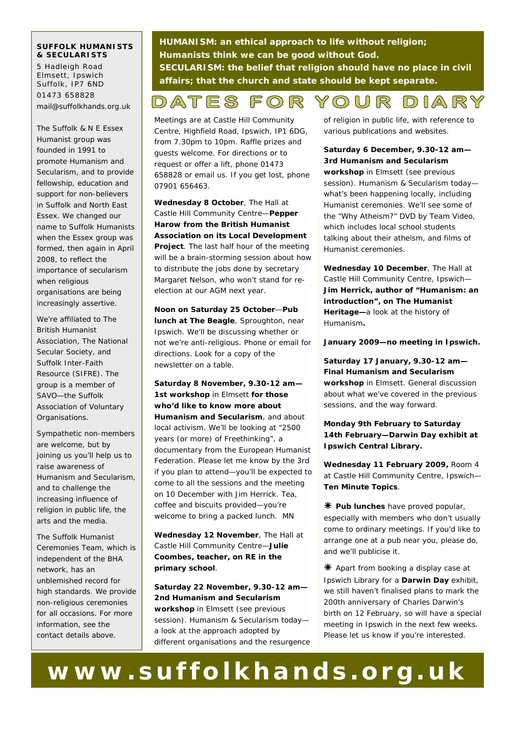**HUMANISM: an ethical approach to life without religion; Humanists think we can be good without God.**
**SECULARISM: the belief that religion should have no place in civil affairs; that the church and state should be kept separate.**

**SUFFOLK HUMANISTS & SECULARISTS**

5 Hadleigh Road
Elmsett, Ipswich
Suffolk, IP7 6ND
01473 658828
mail@suffolkhands.org.uk

The Suffolk & N E Essex Humanist group was founded in 1991 to promote Humanism and Secularism, and to provide fellowship, education and support for non-believers in Suffolk and North East Essex. We changed our name to Suffolk Humanists when the Essex group was formed, then again in April 2008, to reflect the importance of secularism when religious organisations are being increasingly assertive.

We're affiliated to The British Humanist Association, The National Secular Society, and Suffolk Inter-Faith Resource (SIFRE). The group is a member of SAVO—the Suffolk Association of Voluntary Organisations.

Sympathetic non-members are welcome, but by joining us you'll help us to raise awareness of Humanism and Secularism, and to challenge the increasing influence of religion in public life, the arts and the media.

The Suffolk Humanist Ceremonies Team, which is independent of the BHA network, has an unblemished record for high standards. We provide non-religious ceremonies for all occasions. For more information, see the contact details above.

# DATES FOR YOUR DIARY

Meetings are at Castle Hill Community Centre, Highfield Road, Ipswich, IP1 6DG, from 7.30pm to 10pm. Raffle prizes and guests welcome. For directions or to request or offer a lift, phone 01473 658828 or email us. If you get lost, phone 07901 656463.

**Wednesday 8 October**, The Hall at Castle Hill Community Centre—**Pepper Harow from the British Humanist Association on its Local Development Project**. The last half hour of the meeting will be a brain-storming session about how to distribute the jobs done by secretary Margaret Nelson, who won't stand for re-election at our AGM next year.

**Noon on Saturday 25 October**—**Pub lunch at The Beagle**, Sproughton, near Ipswich. We'll be discussing whether or not we're anti-religious. Phone or email for directions. Look for a copy of the newsletter on a table.

**Saturday 8 November, 9.30-12 am—1st workshop** in Elmsett **for those who'd like to know more about Humanism and Secularism**, and about local activism. We'll be looking at "2500 years (or more) of Freethinking", a documentary from the European Humanist Federation. Please let me know by the 3rd if you plan to attend—you'll be expected to come to all the sessions and the meeting on 10 December with Jim Herrick. Tea, coffee and biscuits provided—you're welcome to bring a packed lunch. MN

**Wednesday 12 November**, The Hall at Castle Hill Community Centre—**Julie Coombes, teacher, on RE in the primary school**.

**Saturday 22 November, 9.30-12 am—2nd Humanism and Secularism workshop** in Elmsett (see previous session). Humanism & Secularism today—a look at the approach adopted by different organisations and the resurgence of religion in public life, with reference to various publications and websites.

**Saturday 6 December, 9.30-12 am—3rd Humanism and Secularism workshop** in Elmsett (see previous session). Humanism & Secularism today—what's been happening locally, including Humanist ceremonies. We'll see some of the "Why Atheism?" DVD by Team Video, which includes local school students talking about their atheism, and films of Humanist ceremonies.

**Wednesday 10 December**, The Hall at Castle Hill Community Centre, Ipswich—**Jim Herrick, author of "Humanism: an introduction", on The Humanist Heritage—**a look at the history of Humanism**.**

**January 2009—no meeting in Ipswich.**

**Saturday 17 January, 9.30-12 am—Final Humanism and Secularism workshop** in Elmsett. General discussion about what we've covered in the previous sessions, and the way forward.

**Monday 9th February to Saturday 14th February—Darwin Day exhibit at Ipswich Central Library.**

**Wednesday 11 February 2009,** Room 4 at Castle Hill Community Centre, Ipswich—**Ten Minute Topics**.

✳ **Pub lunches** have proved popular, especially with members who don't usually come to ordinary meetings. If you'd like to arrange one at a pub near you, please do, and we'll publicise it.

✳ Apart from booking a display case at Ipswich Library for a **Darwin Day** exhibit, we still haven't finalised plans to mark the 200th anniversary of Charles Darwin's birth on 12 February, so will have a special meeting in Ipswich in the next few weeks. Please let us know if you're interested.

**www.suffolkhands.org.uk**